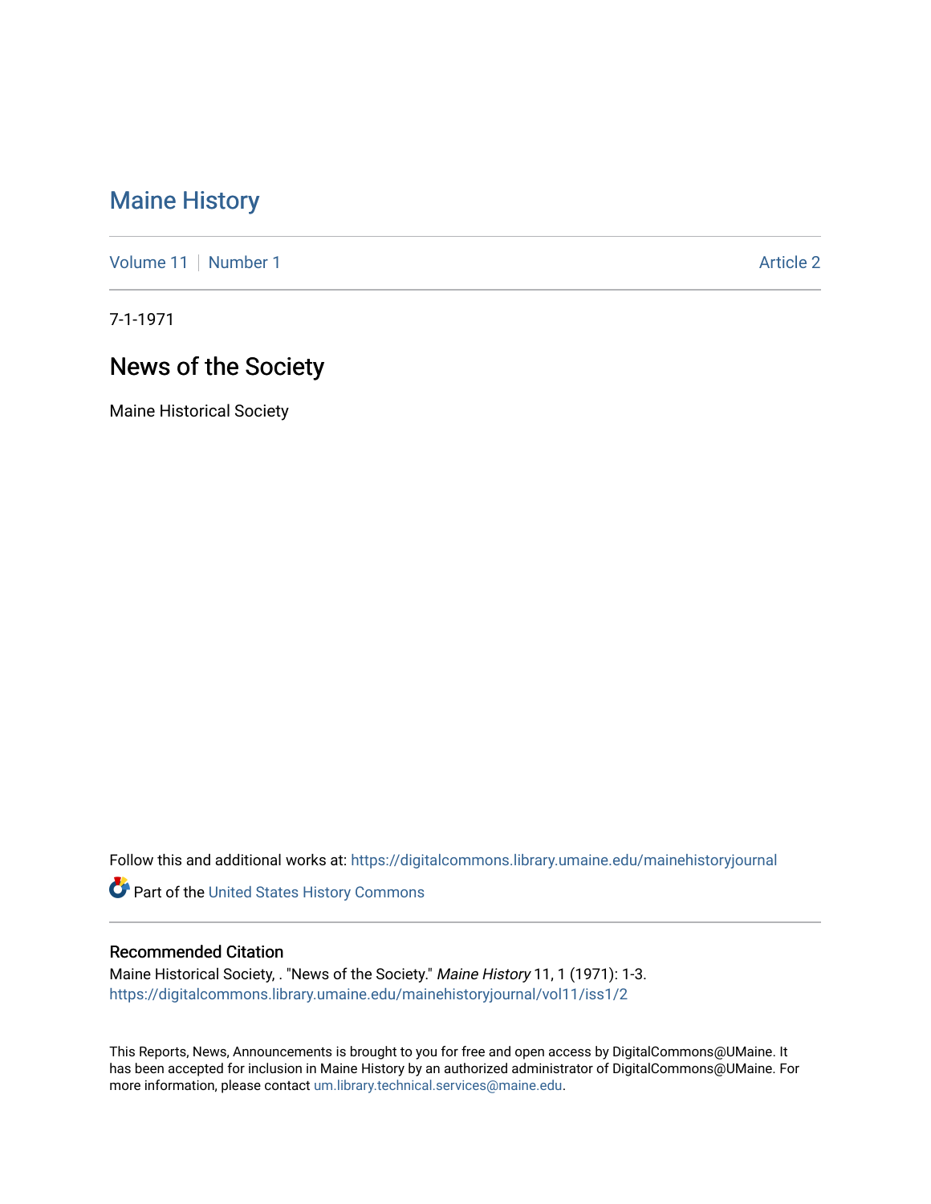# Maine History

Volume 11 | Number 1 | Article 2

7-1-1971

## News of the Society

Maine Historical Society

Follow this and additional works at: https://digitalcommons.library.umaine.edu/mainehistoryjournal

Part of the United States History Commons

### Recommended Citation

Maine Historical Society, . "News of the Society." *Maine History* 11, 1 (1971): 1-3.
https://digitalcommons.library.umaine.edu/mainehistoryjournal/vol11/iss1/2

This Reports, News, Announcements is brought to you for free and open access by DigitalCommons@UMaine. It has been accepted for inclusion in Maine History by an authorized administrator of DigitalCommons@UMaine. For more information, please contact um.library.technical.services@maine.edu.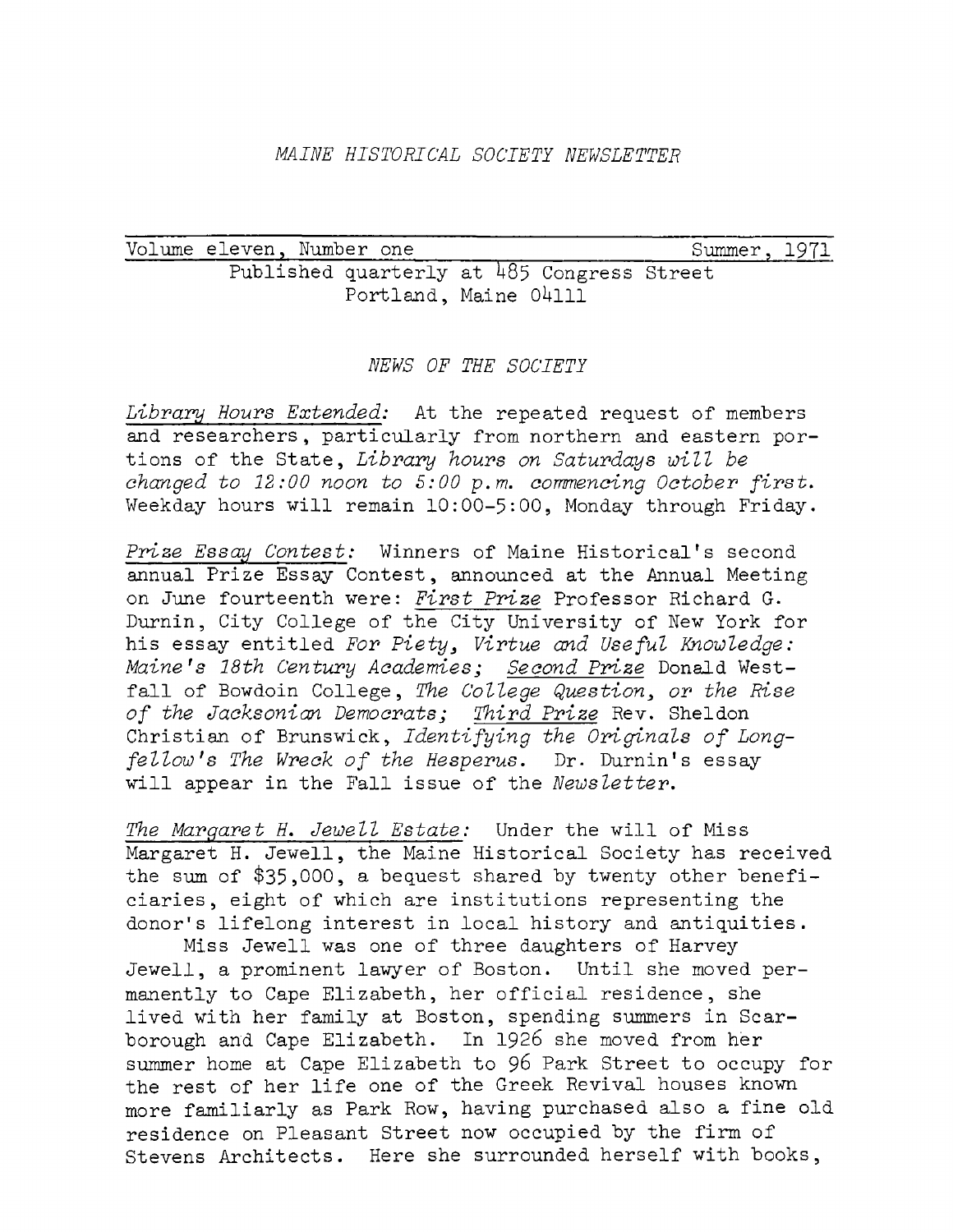*MAINE HISTORICAL SOCIETY NEWSLETTER*

Volume eleven, Number one — Summer, 1971

Published quarterly at 485 Congress Street
Portland, Maine 04111

## *NEWS OF THE SOCIETY*

*Library Hours Extended:* At the repeated request of members and researchers, particularly from northern and eastern portions of the State, *Library hours on Saturdays will be changed to 12:00 noon to 5:00 p.m. commencing October first.* Weekday hours will remain 10:00-5:00, Monday through Friday.

*Prize Essay Contest:* Winners of Maine Historical's second annual Prize Essay Contest, announced at the Annual Meeting on June fourteenth were: *First Prize* Professor Richard G. Durnin, City College of the City University of New York for his essay entitled *For Piety, Virtue and Useful Knowledge: Maine's 18th Century Academies; Second Prize* Donald Westfall of Bowdoin College, *The College Question, or the Rise of the Jacksonian Democrats; Third Prize* Rev. Sheldon Christian of Brunswick, *Identifying the Originals of Longfellow's The Wreck of the Hesperus.* Dr. Durnin's essay will appear in the Fall issue of the *Newsletter.*

*The Margaret H. Jewell Estate:* Under the will of Miss Margaret H. Jewell, the Maine Historical Society has received the sum of $35,000, a bequest shared by twenty other beneficiaries, eight of which are institutions representing the donor's lifelong interest in local history and antiquities.

Miss Jewell was one of three daughters of Harvey Jewell, a prominent lawyer of Boston. Until she moved permanently to Cape Elizabeth, her official residence, she lived with her family at Boston, spending summers in Scarborough and Cape Elizabeth. In 1926 she moved from her summer home at Cape Elizabeth to 96 Park Street to occupy for the rest of her life one of the Greek Revival houses known more familiarly as Park Row, having purchased also a fine old residence on Pleasant Street now occupied by the firm of Stevens Architects. Here she surrounded herself with books,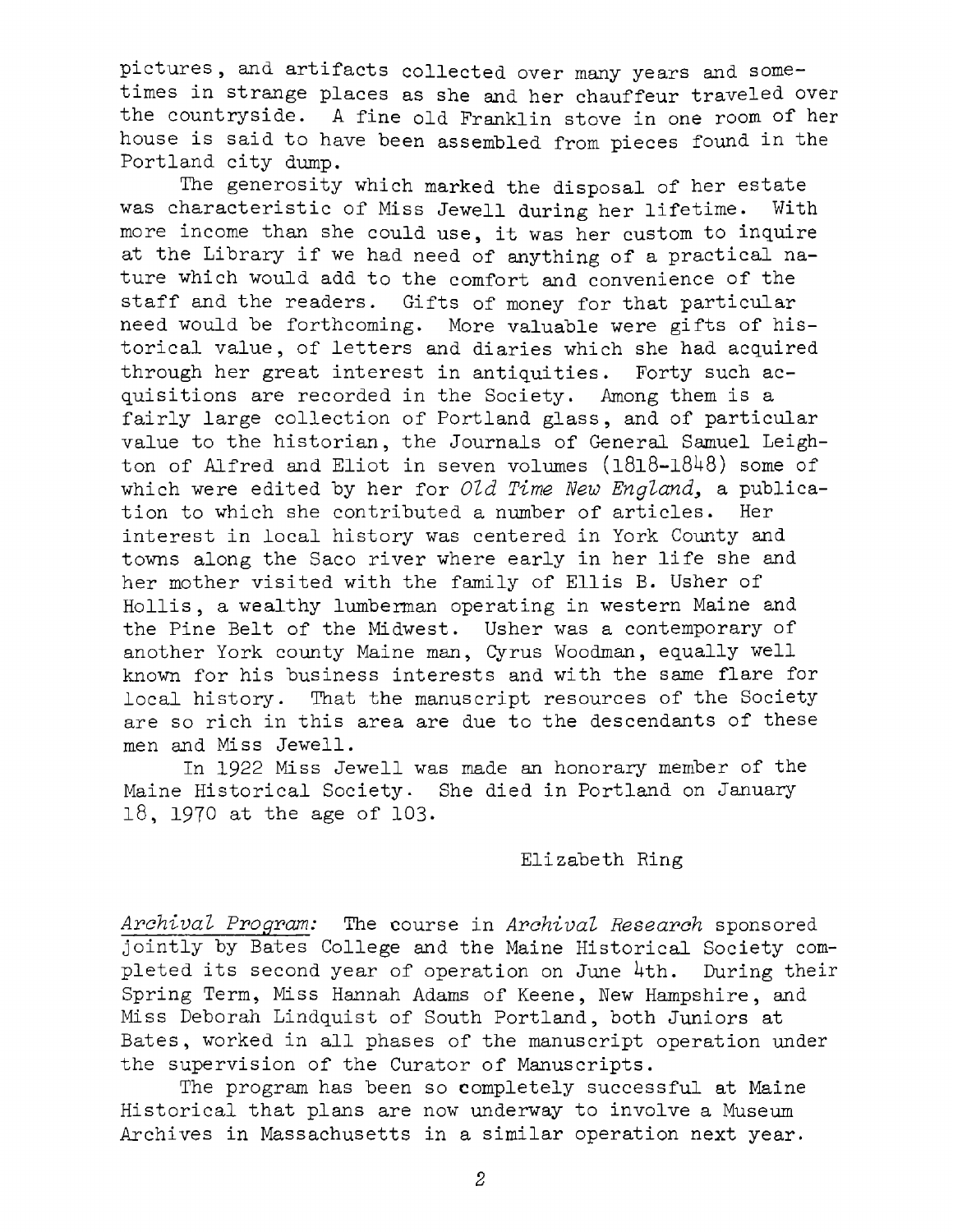pictures, and artifacts collected over many years and sometimes in strange places as she and her chauffeur traveled over the countryside. A fine old Franklin stove in one room of her house is said to have been assembled from pieces found in the Portland city dump.

The generosity which marked the disposal of her estate was characteristic of Miss Jewell during her lifetime. With more income than she could use, it was her custom to inquire at the Library if we had need of anything of a practical nature which would add to the comfort and convenience of the staff and the readers. Gifts of money for that particular need would be forthcoming. More valuable were gifts of historical value, of letters and diaries which she had acquired through her great interest in antiquities. Forty such acquisitions are recorded in the Society. Among them is a fairly large collection of Portland glass, and of particular value to the historian, the Journals of General Samuel Leighton of Alfred and Eliot in seven volumes (1818-1848) some of which were edited by her for *Old Time New England*, a publication to which she contributed a number of articles. Her interest in local history was centered in York County and towns along the Saco river where early in her life she and her mother visited with the family of Ellis B. Usher of Hollis, a wealthy lumberman operating in western Maine and the Pine Belt of the Midwest. Usher was a contemporary of another York county Maine man, Cyrus Woodman, equally well known for his business interests and with the same flare for local history. That the manuscript resources of the Society are so rich in this area are due to the descendants of these men and Miss Jewell.

In 1922 Miss Jewell was made an honorary member of the Maine Historical Society. She died in Portland on January 18, 1970 at the age of 103.

Elizabeth Ring

*Archival Program:* The course in *Archival Research* sponsored jointly by Bates College and the Maine Historical Society completed its second year of operation on June 4th. During their Spring Term, Miss Hannah Adams of Keene, New Hampshire, and Miss Deborah Lindquist of South Portland, both Juniors at Bates, worked in all phases of the manuscript operation under the supervision of the Curator of Manuscripts.

The program has been so completely successful at Maine Historical that plans are now underway to involve a Museum Archives in Massachusetts in a similar operation next year.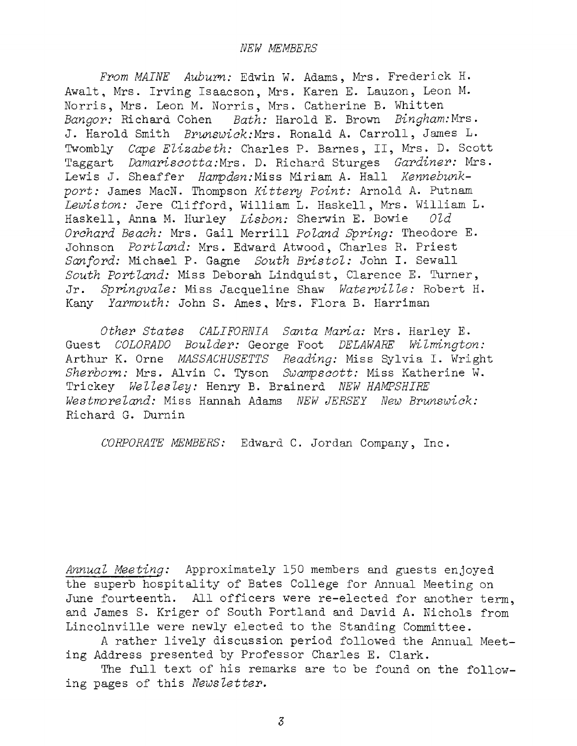## NEW MEMBERS

*From MAINE* *Auburn:* Edwin W. Adams, Mrs. Frederick H. Awalt, Mrs. Irving Isaacson, Mrs. Karen E. Lauzon, Leon M. Norris, Mrs. Leon M. Norris, Mrs. Catherine B. Whitten *Bangor:* Richard Cohen *Bath:* Harold E. Brown *Bingham:* Mrs. J. Harold Smith *Brunswick:* Mrs. Ronald A. Carroll, James L. Twombly *Cape Elizabeth:* Charles P. Barnes, II, Mrs. D. Scott Taggart *Damariscotta:* Mrs. D. Richard Sturges *Gardiner:* Mrs. Lewis J. Sheaffer *Hampden:* Miss Miriam A. Hall *Kennebunkport:* James MacN. Thompson *Kittery Point:* Arnold A. Putnam *Lewiston:* Jere Clifford, William L. Haskell, Mrs. William L. Haskell, Anna M. Hurley *Lisbon:* Sherwin E. Bowie *Old Orchard Beach:* Mrs. Gail Merrill *Poland Spring:* Theodore E. Johnson *Portland:* Mrs. Edward Atwood, Charles R. Priest *Sanford:* Michael P. Gagne *South Bristol:* John I. Sewall *South Portland:* Miss Deborah Lindquist, Clarence E. Turner, Jr. *Springvale:* Miss Jacqueline Shaw *Waterville:* Robert H. Kany *Yarmouth:* John S. Ames, Mrs. Flora B. Harriman

*Other States* *CALIFORNIA* *Santa Maria:* Mrs. Harley E. Guest *COLORADO* *Boulder:* George Foot *DELAWARE* *Wilmington:* Arthur K. Orne *MASSACHUSETTS* *Reading:* Miss Sylvia I. Wright *Sherborn:* Mrs. Alvin C. Tyson *Swampscott:* Miss Katherine W. Trickey *Wellesley:* Henry B. Brainerd *NEW HAMPSHIRE* *Westmoreland:* Miss Hannah Adams *NEW JERSEY* *New Brunswick:* Richard G. Durnin

*CORPORATE MEMBERS:* Edward C. Jordan Company, Inc.

*Annual Meeting:* Approximately 150 members and guests enjoyed the superb hospitality of Bates College for Annual Meeting on June fourteenth. All officers were re-elected for another term, and James S. Kriger of South Portland and David A. Nichols from Lincolnville were newly elected to the Standing Committee.

A rather lively discussion period followed the Annual Meeting Address presented by Professor Charles E. Clark.

The full text of his remarks are to be found on the following pages of this *Newsletter*.